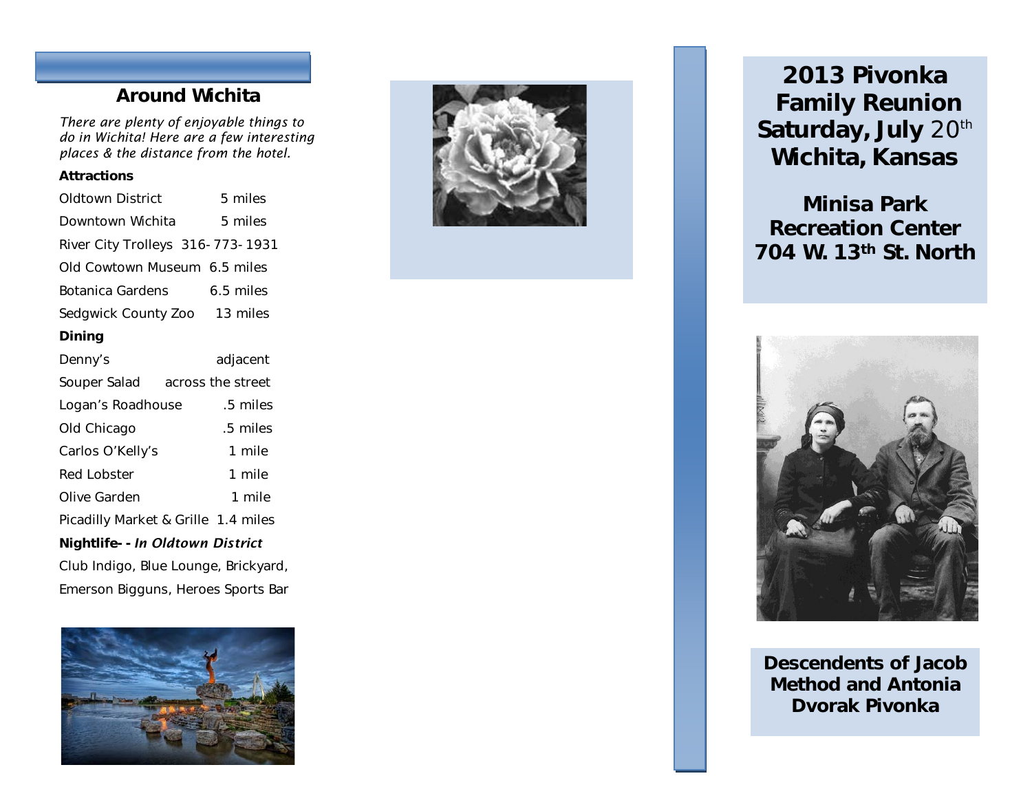## Around Wichita

*There are plenty of enjoyable things to do in Wichita! Here are a few interesting places & the distance from the hotel.*

**Attractions**

| | |
|---|---|
| Oldtown District | 5 miles |
| Downtown Wichita | 5 miles |
| River City Trolleys | 316-773-1931 |
| Old Cowtown Museum | 6.5 miles |
| Botanica Gardens | 6.5 miles |
| Sedgwick County Zoo | 13 miles |

**Dining**

| | |
|---|---|
| Denny's | adjacent |
| Souper Salad | across the street |
| Logan's Roadhouse | .5 miles |
| Old Chicago | .5 miles |
| Carlos O'Kelly's | 1 mile |
| Red Lobster | 1 mile |
| Olive Garden | 1 mile |
| Picadilly Market & Grille | 1.4 miles |

**Nightlife--** ***In Oldtown District***

Club Indigo, Blue Lounge, Brickyard, Emerson Bigguns, Heroes Sports Bar

# 2013 Pivonka Family Reunion Saturday, July 20th Wichita, Kansas

## Minisa Park Recreation Center 704 W. 13th St. North

**Descendents of Jacob Method and Antonia Dvorak Pivonka**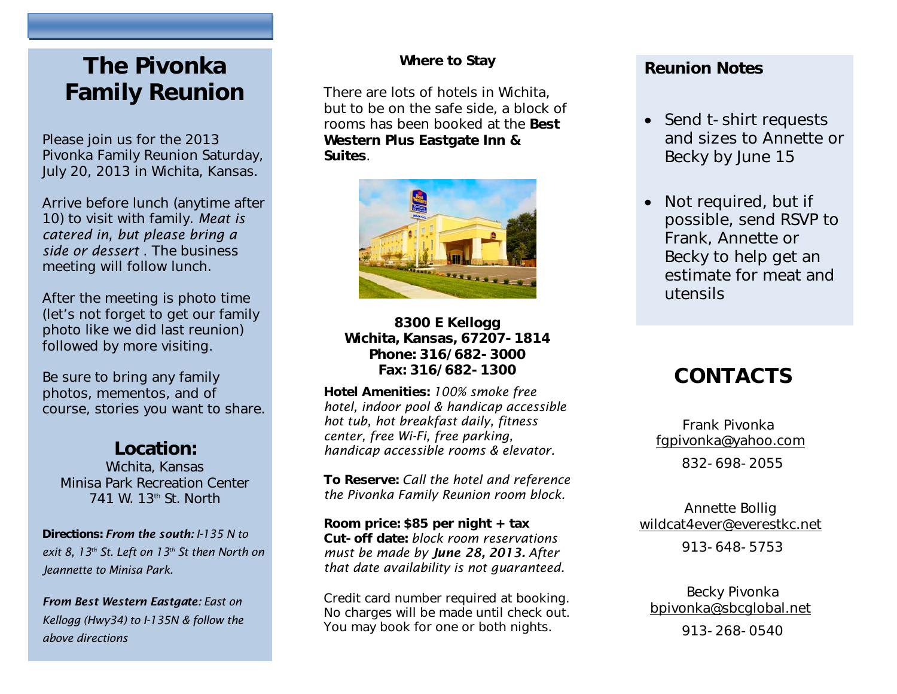# The Pivonka Family Reunion

Please join us for the 2013 Pivonka Family Reunion Saturday, July 20, 2013 in Wichita, Kansas.

Arrive before lunch (anytime after 10) to visit with family. *Meat is catered in, but please bring a side or dessert* . The business meeting will follow lunch.

After the meeting is photo time (let's not forget to get our family photo like we did last reunion) followed by more visiting.

Be sure to bring any family photos, mementos, and of course, stories you want to share.

## Location:

Wichita, Kansas
Minisa Park Recreation Center
741 W. 13th St. North

**Directions:** ***From the south:*** *I-135 N to exit 8, 13th St. Left on 13th St then North on Jeannette to Minisa Park.*

***From Best Western Eastgate:*** *East on Kellogg (Hwy34) to I-135N & follow the above directions*

**Where to Stay**

There are lots of hotels in Wichita, but to be on the safe side, a block of rooms has been booked at the **Best Western Plus Eastgate Inn & Suites**.

**8300 E Kellogg**
**Wichita, Kansas, 67207-1814**
**Phone: 316/682-3000**
**Fax: 316/682-1300**

**Hotel Amenities:** *100% smoke free hotel, indoor pool & handicap accessible hot tub, hot breakfast daily, fitness center, free Wi-Fi, free parking, handicap accessible rooms & elevator.*

**To Reserve:** *Call the hotel and reference the Pivonka Family Reunion room block.*

**Room price: $85 per night + tax**
**Cut-off date:** *block room reservations must be made by* ***June 28, 2013.*** *After that date availability is not guaranteed.*

Credit card number required at booking. No charges will be made until check out. You may book for one or both nights.

**Reunion Notes**

- Send t-shirt requests and sizes to Annette or Becky by June 15
- Not required, but if possible, send RSVP to Frank, Annette or Becky to help get an estimate for meat and utensils

## CONTACTS

Frank Pivonka
fgpivonka@yahoo.com
832-698-2055

Annette Bollig
wildcat4ever@everestkc.net
913-648-5753

Becky Pivonka
bpivonka@sbcglobal.net
913-268-0540